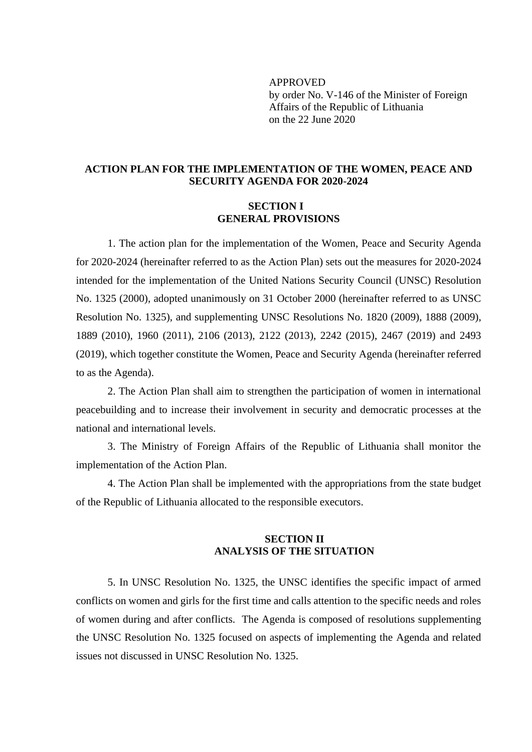APPROVED
by order No. V-146 of the Minister of Foreign Affairs of the Republic of Lithuania
on the 22 June 2020

# ACTION PLAN FOR THE IMPLEMENTATION OF THE WOMEN, PEACE AND SECURITY AGENDA FOR 2020-2024

## SECTION I
## GENERAL PROVISIONS

1. The action plan for the implementation of the Women, Peace and Security Agenda for 2020-2024 (hereinafter referred to as the Action Plan) sets out the measures for 2020-2024 intended for the implementation of the United Nations Security Council (UNSC) Resolution No. 1325 (2000), adopted unanimously on 31 October 2000 (hereinafter referred to as UNSC Resolution No. 1325), and supplementing UNSC Resolutions No. 1820 (2009), 1888 (2009), 1889 (2010), 1960 (2011), 2106 (2013), 2122 (2013), 2242 (2015), 2467 (2019) and 2493 (2019), which together constitute the Women, Peace and Security Agenda (hereinafter referred to as the Agenda).

2. The Action Plan shall aim to strengthen the participation of women in international peacebuilding and to increase their involvement in security and democratic processes at the national and international levels.

3. The Ministry of Foreign Affairs of the Republic of Lithuania shall monitor the implementation of the Action Plan.

4. The Action Plan shall be implemented with the appropriations from the state budget of the Republic of Lithuania allocated to the responsible executors.

## SECTION II
## ANALYSIS OF THE SITUATION

5. In UNSC Resolution No. 1325, the UNSC identifies the specific impact of armed conflicts on women and girls for the first time and calls attention to the specific needs and roles of women during and after conflicts. The Agenda is composed of resolutions supplementing the UNSC Resolution No. 1325 focused on aspects of implementing the Agenda and related issues not discussed in UNSC Resolution No. 1325.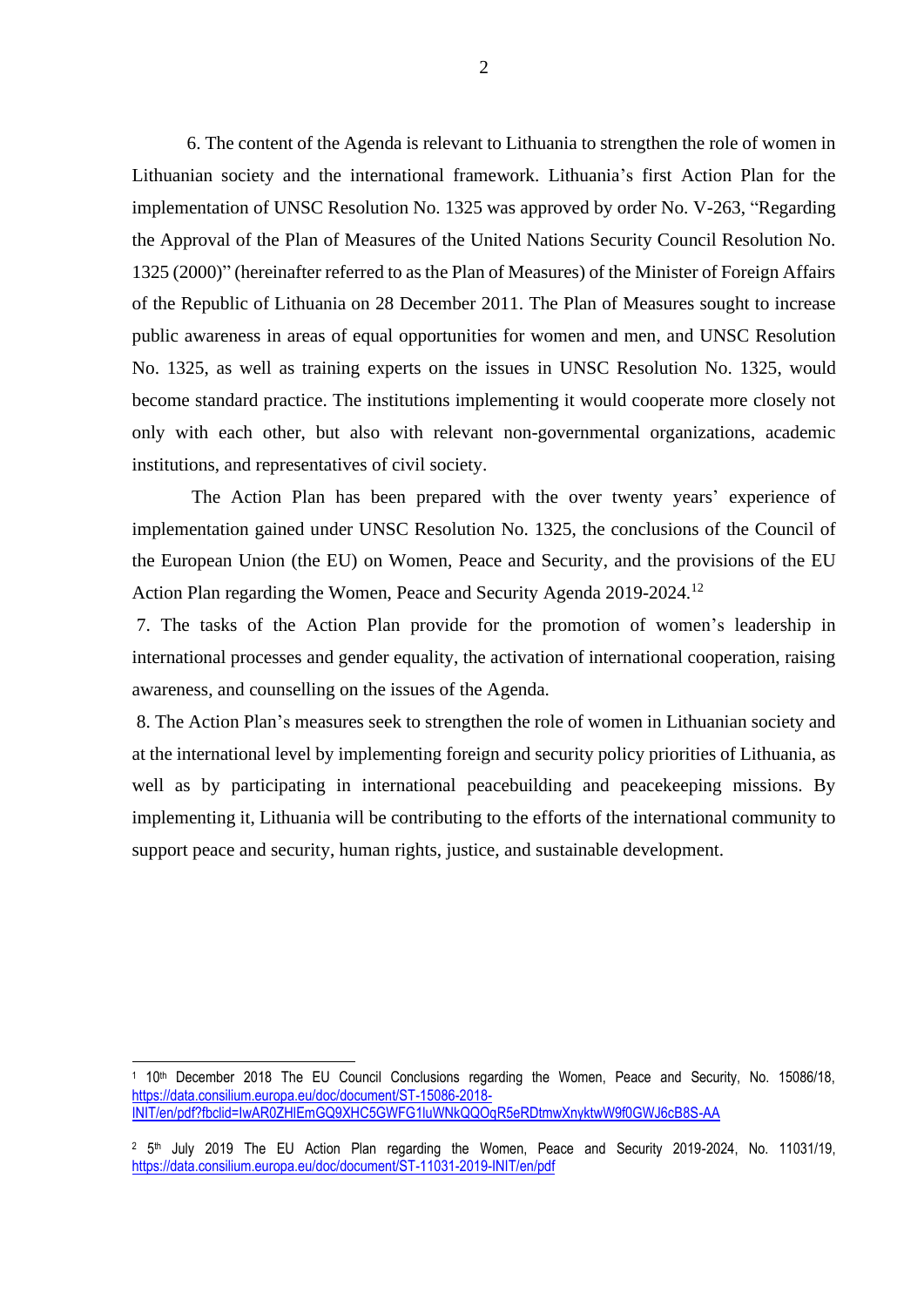6. The content of the Agenda is relevant to Lithuania to strengthen the role of women in Lithuanian society and the international framework. Lithuania's first Action Plan for the implementation of UNSC Resolution No. 1325 was approved by order No. V-263, "Regarding the Approval of the Plan of Measures of the United Nations Security Council Resolution No. 1325 (2000)" (hereinafter referred to as the Plan of Measures) of the Minister of Foreign Affairs of the Republic of Lithuania on 28 December 2011. The Plan of Measures sought to increase public awareness in areas of equal opportunities for women and men, and UNSC Resolution No. 1325, as well as training experts on the issues in UNSC Resolution No. 1325, would become standard practice. The institutions implementing it would cooperate more closely not only with each other, but also with relevant non-governmental organizations, academic institutions, and representatives of civil society.

The Action Plan has been prepared with the over twenty years' experience of implementation gained under UNSC Resolution No. 1325, the conclusions of the Council of the European Union (the EU) on Women, Peace and Security, and the provisions of the EU Action Plan regarding the Women, Peace and Security Agenda 2019-2024.[1][2]

7. The tasks of the Action Plan provide for the promotion of women's leadership in international processes and gender equality, the activation of international cooperation, raising awareness, and counselling on the issues of the Agenda.

8. The Action Plan's measures seek to strengthen the role of women in Lithuanian society and at the international level by implementing foreign and security policy priorities of Lithuania, as well as by participating in international peacebuilding and peacekeeping missions. By implementing it, Lithuania will be contributing to the efforts of the international community to support peace and security, human rights, justice, and sustainable development.

---

[1] 10th December 2018 The EU Council Conclusions regarding the Women, Peace and Security, No. 15086/18, https://data.consilium.europa.eu/doc/document/ST-15086-2018-INIT/en/pdf?fbclid=IwAR0ZHIEmGQ9XHC5GWFG1luWNkQQOqR5eRDtmwXnyktwW9f0GWJ6cB8S-AA

[2] 5th July 2019 The EU Action Plan regarding the Women, Peace and Security 2019-2024, No. 11031/19, https://data.consilium.europa.eu/doc/document/ST-11031-2019-INIT/en/pdf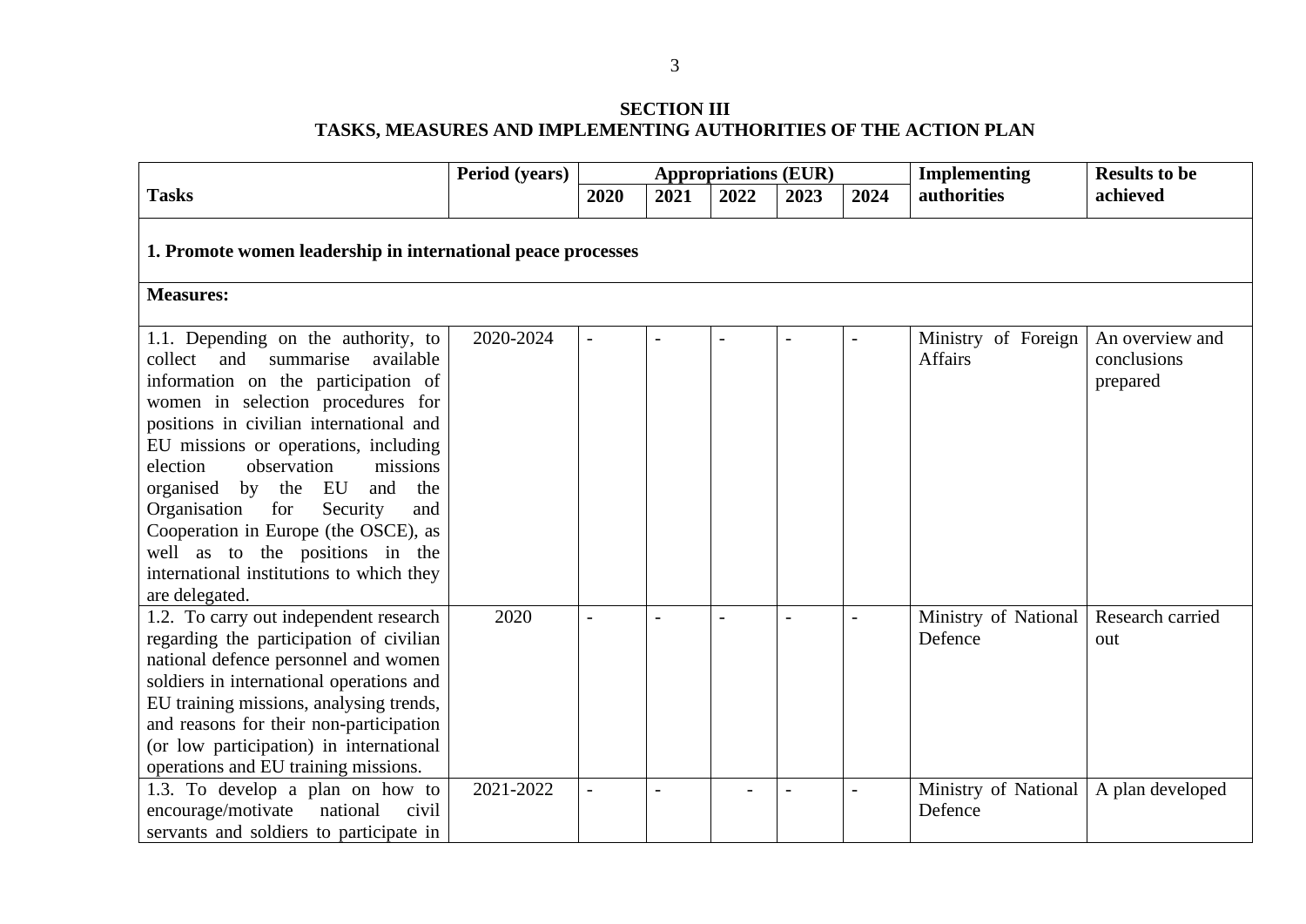## SECTION III
## TASKS, MEASURES AND IMPLEMENTING AUTHORITIES OF THE ACTION PLAN

| Tasks | Period (years) | Appropriations (EUR) | | | | | Implementing authorities | Results to be achieved |
|---|---|---|---|---|---|---|---|---|
| | | 2020 | 2021 | 2022 | 2023 | 2024 | | |
| **1. Promote women leadership in international peace processes** | | | | | | | | |
| **Measures:** | | | | | | | | |
| 1.1. Depending on the authority, to collect and summarise available information on the participation of women in selection procedures for positions in civilian international and EU missions or operations, including election observation missions organised by the EU and the Organisation for Security and Cooperation in Europe (the OSCE), as well as to the positions in the international institutions to which they are delegated. | 2020-2024 | - | - | - | - | - | Ministry of Foreign Affairs | An overview and conclusions prepared |
| 1.2. To carry out independent research regarding the participation of civilian national defence personnel and women soldiers in international operations and EU training missions, analysing trends, and reasons for their non-participation (or low participation) in international operations and EU training missions. | 2020 | - | - | - | - | - | Ministry of National Defence | Research carried out |
| 1.3. To develop a plan on how to encourage/motivate national civil servants and soldiers to participate in | 2021-2022 | - | - | - | - | - | Ministry of National Defence | A plan developed |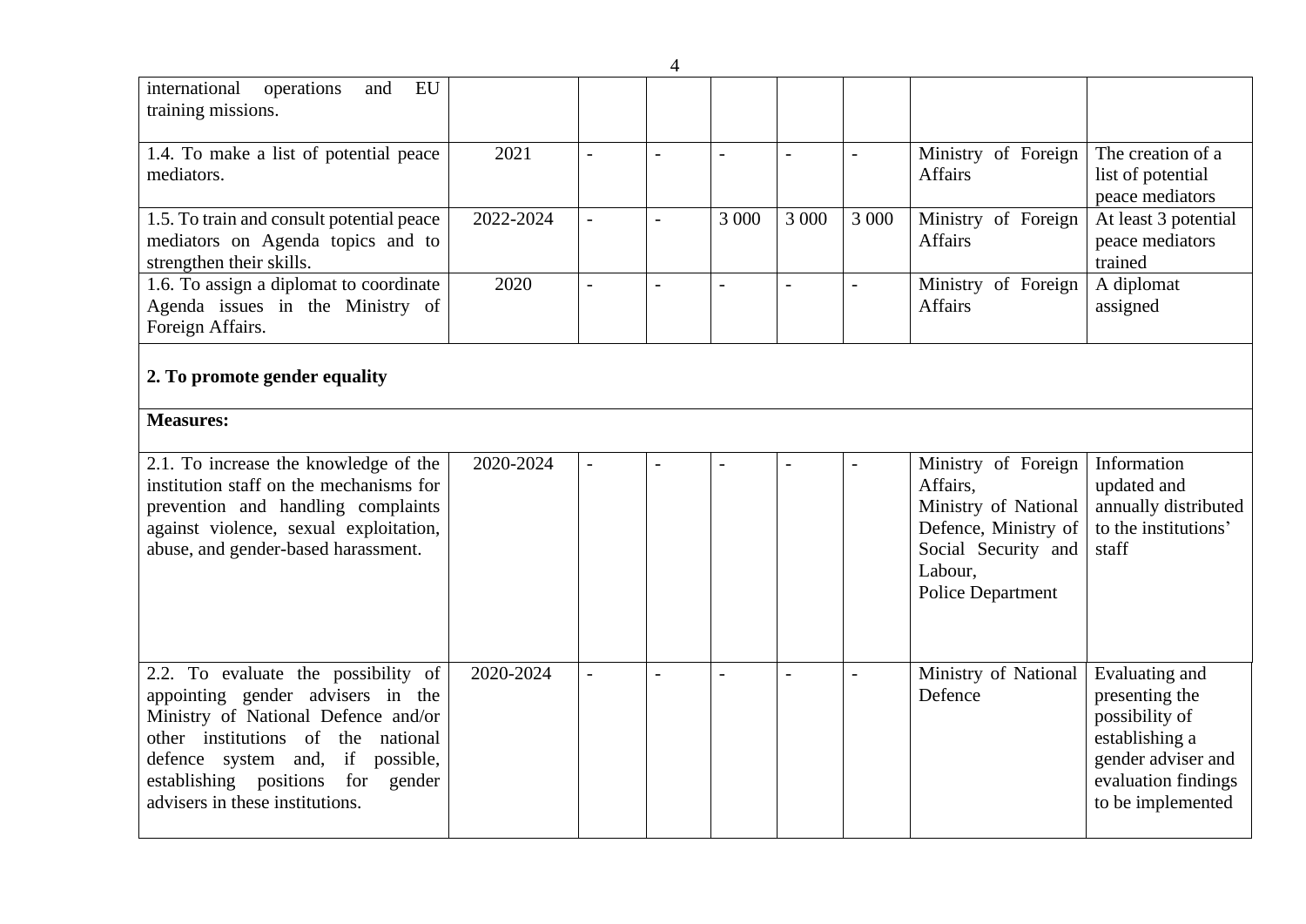| | | | | | | | | |
|---|---|---|---|---|---|---|---|---|
| international operations and EU training missions. | | | | | | | | |
| 1.4. To make a list of potential peace mediators. | 2021 | - | - | - | - | - | Ministry of Foreign Affairs | The creation of a list of potential peace mediators |
| 1.5. To train and consult potential peace mediators on Agenda topics and to strengthen their skills. | 2022-2024 | - | - | 3 000 | 3 000 | 3 000 | Ministry of Foreign Affairs | At least 3 potential peace mediators trained |
| 1.6. To assign a diplomat to coordinate Agenda issues in the Ministry of Foreign Affairs. | 2020 | - | - | - | - | - | Ministry of Foreign Affairs | A diplomat assigned |
| **2. To promote gender equality** | | | | | | | | |
| **Measures:** | | | | | | | | |
| 2.1. To increase the knowledge of the institution staff on the mechanisms for prevention and handling complaints against violence, sexual exploitation, abuse, and gender-based harassment. | 2020-2024 | - | - | - | - | - | Ministry of Foreign Affairs, Ministry of National Defence, Ministry of Social Security and Labour, Police Department | Information updated and annually distributed to the institutions' staff |
| 2.2. To evaluate the possibility of appointing gender advisers in the Ministry of National Defence and/or other institutions of the national defence system and, if possible, establishing positions for gender advisers in these institutions. | 2020-2024 | - | - | - | - | - | Ministry of National Defence | Evaluating and presenting the possibility of establishing a gender adviser and evaluation findings to be implemented |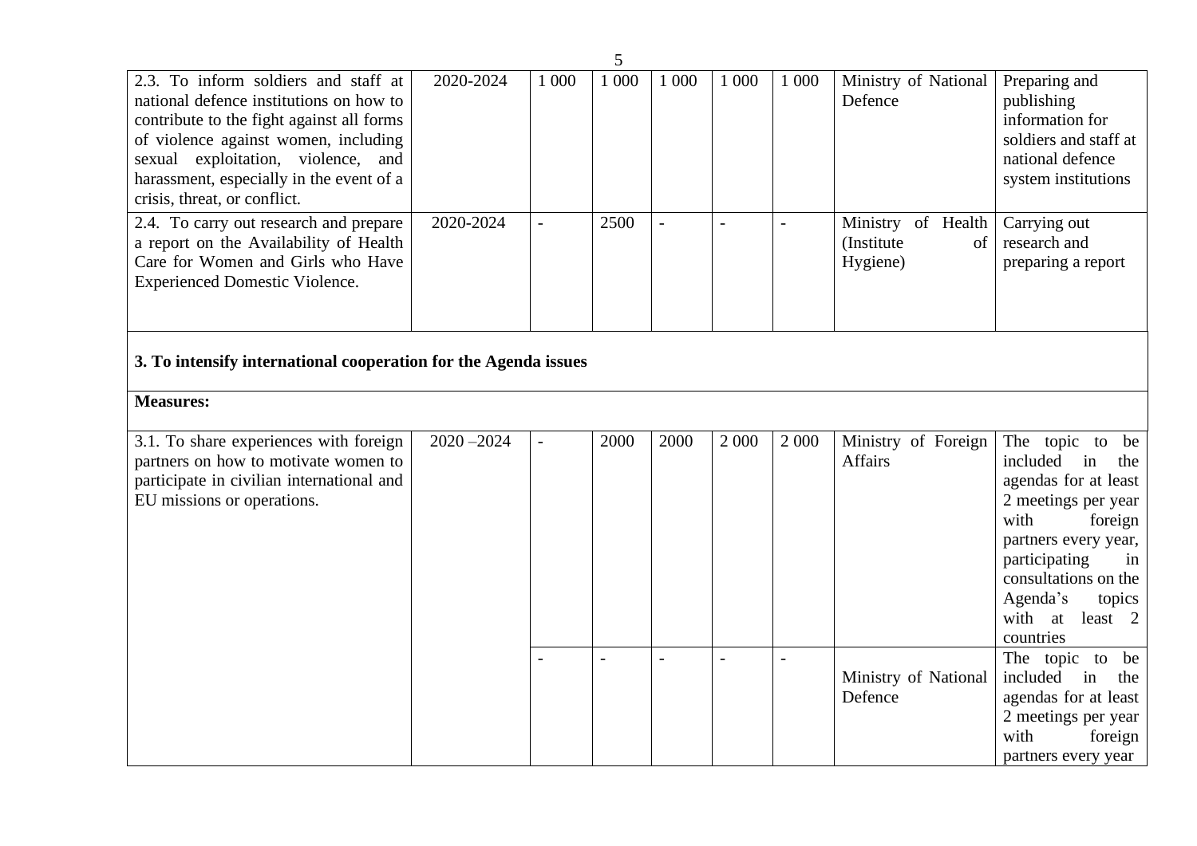| | | | | | | | | |
|---|---|---|---|---|---|---|---|---|
| 2.3. To inform soldiers and staff at national defence institutions on how to contribute to the fight against all forms of violence against women, including sexual exploitation, violence, and harassment, especially in the event of a crisis, threat, or conflict. | 2020-2024 | 1 000 | 1 000 | 1 000 | 1 000 | 1 000 | Ministry of National Defence | Preparing and publishing information for soldiers and staff at national defence system institutions |
| 2.4. To carry out research and prepare a report on the Availability of Health Care for Women and Girls who Have Experienced Domestic Violence. | 2020-2024 | - | 2500 | - | - | - | Ministry of Health (Institute of Hygiene) | Carrying out research and preparing a report |
| **3. To intensify international cooperation for the Agenda issues** | | | | | | | | |
| **Measures:** | | | | | | | | |
| 3.1. To share experiences with foreign partners on how to motivate women to participate in civilian international and EU missions or operations. | 2020 –2024 | - | 2000 | 2000 | 2 000 | 2 000 | Ministry of Foreign Affairs | The topic to be included in the agendas for at least 2 meetings per year with foreign partners every year, participating in consultations on the Agenda's topics with at least 2 countries |
| | | - | - | - | - | - | Ministry of National Defence | The topic to be included in the agendas for at least 2 meetings per year with foreign partners every year |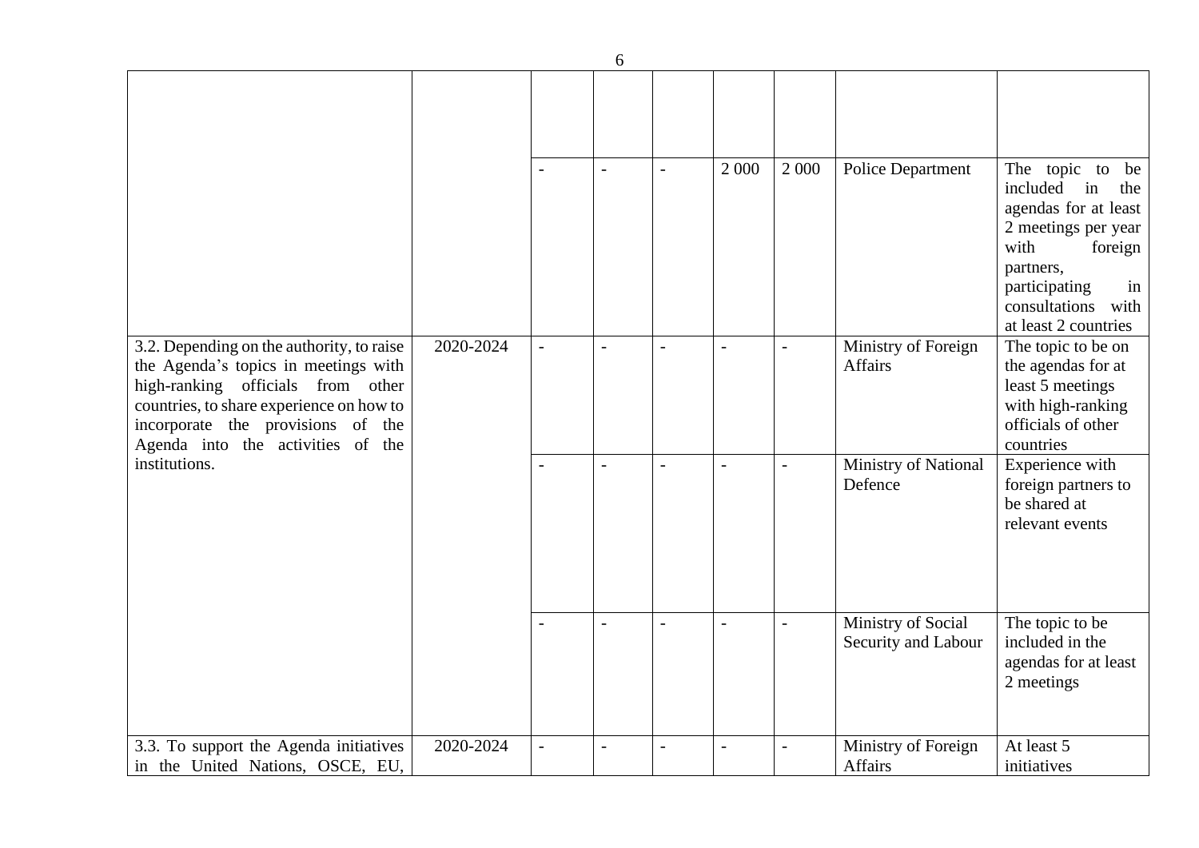| | | | | | | | | |
|---|---|---|---|---|---|---|---|---|
| | | | | | | | | |
| | | - | - | - | 2 000 | 2 000 | Police Department | The topic to be included in the agendas for at least 2 meetings per year with foreign partners, participating in consultations with at least 2 countries |
| 3.2. Depending on the authority, to raise the Agenda's topics in meetings with high-ranking officials from other countries, to share experience on how to incorporate the provisions of the Agenda into the activities of the institutions. | 2020-2024 | - | - | - | - | - | Ministry of Foreign Affairs | The topic to be on the agendas for at least 5 meetings with high-ranking officials of other countries |
| | | - | - | - | - | - | Ministry of National Defence | Experience with foreign partners to be shared at relevant events |
| | | - | - | - | - | - | Ministry of Social Security and Labour | The topic to be included in the agendas for at least 2 meetings |
| 3.3. To support the Agenda initiatives in the United Nations, OSCE, EU, | 2020-2024 | - | - | - | - | - | Ministry of Foreign Affairs | At least 5 initiatives |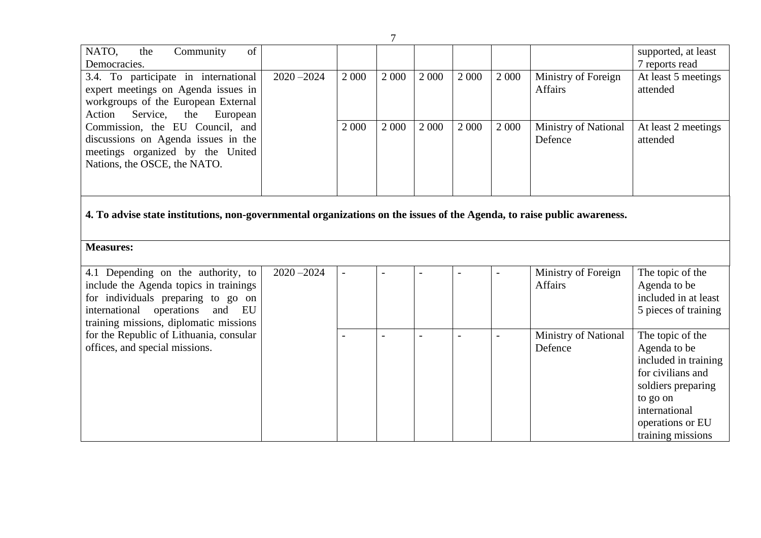| | | | | | | | | |
|---|---|---|---|---|---|---|---|---|
| NATO, the Community of Democracies. | | | | | | | | supported, at least 7 reports read |
| 3.4. To participate in international expert meetings on Agenda issues in workgroups of the European External Action Service, the European Commission, the EU Council, and discussions on Agenda issues in the meetings organized by the United Nations, the OSCE, the NATO. | 2020 –2024 | 2 000 | 2 000 | 2 000 | 2 000 | 2 000 | Ministry of Foreign Affairs | At least 5 meetings attended |
| | | 2 000 | 2 000 | 2 000 | 2 000 | 2 000 | Ministry of National Defence | At least 2 meetings attended |
| **4. To advise state institutions, non-governmental organizations on the issues of the Agenda, to raise public awareness.** | | | | | | | | |
| **Measures:** | | | | | | | | |
| 4.1 Depending on the authority, to include the Agenda topics in trainings for individuals preparing to go on international operations and EU training missions, diplomatic missions for the Republic of Lithuania, consular offices, and special missions. | 2020 –2024 | - | - | - | - | - | Ministry of Foreign Affairs | The topic of the Agenda to be included in at least 5 pieces of training |
| | | - | - | - | - | - | Ministry of National Defence | The topic of the Agenda to be included in training for civilians and soldiers preparing to go on international operations or EU training missions |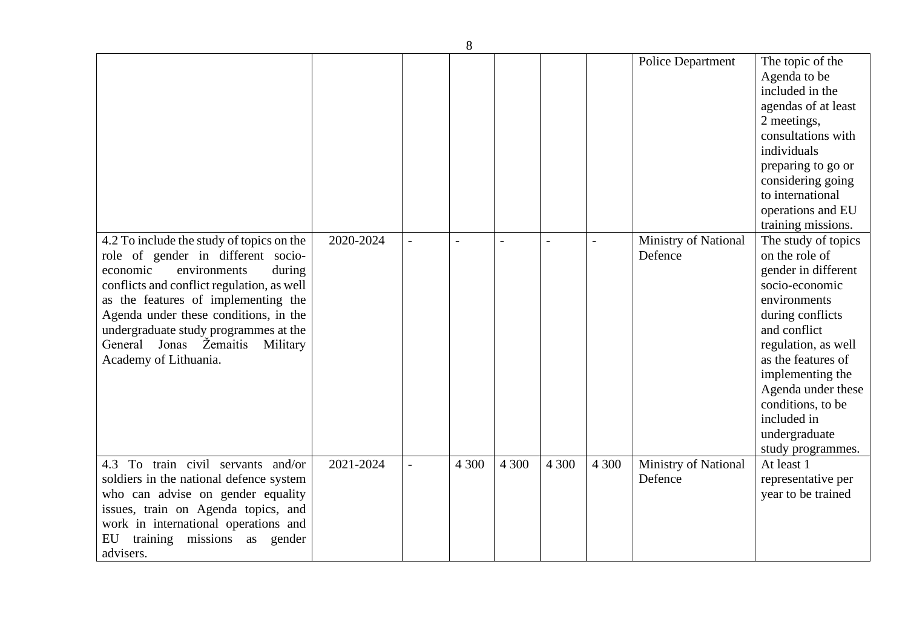| | | | | | | | | |
|---|---|---|---|---|---|---|---|---|
| | | | | | | | Police Department | The topic of the Agenda to be included in the agendas of at least 2 meetings, consultations with individuals preparing to go or considering going to international operations and EU training missions. |
| 4.2 To include the study of topics on the role of gender in different socio-economic environments during conflicts and conflict regulation, as well as the features of implementing the Agenda under these conditions, in the undergraduate study programmes at the General Jonas Žemaitis Military Academy of Lithuania. | 2020-2024 | - | - | - | - | - | Ministry of National Defence | The study of topics on the role of gender in different socio-economic environments during conflicts and conflict regulation, as well as the features of implementing the Agenda under these conditions, to be included in undergraduate study programmes. |
| 4.3 To train civil servants and/or soldiers in the national defence system who can advise on gender equality issues, train on Agenda topics, and work in international operations and EU training missions as gender advisers. | 2021-2024 | - | 4 300 | 4 300 | 4 300 | 4 300 | Ministry of National Defence | At least 1 representative per year to be trained |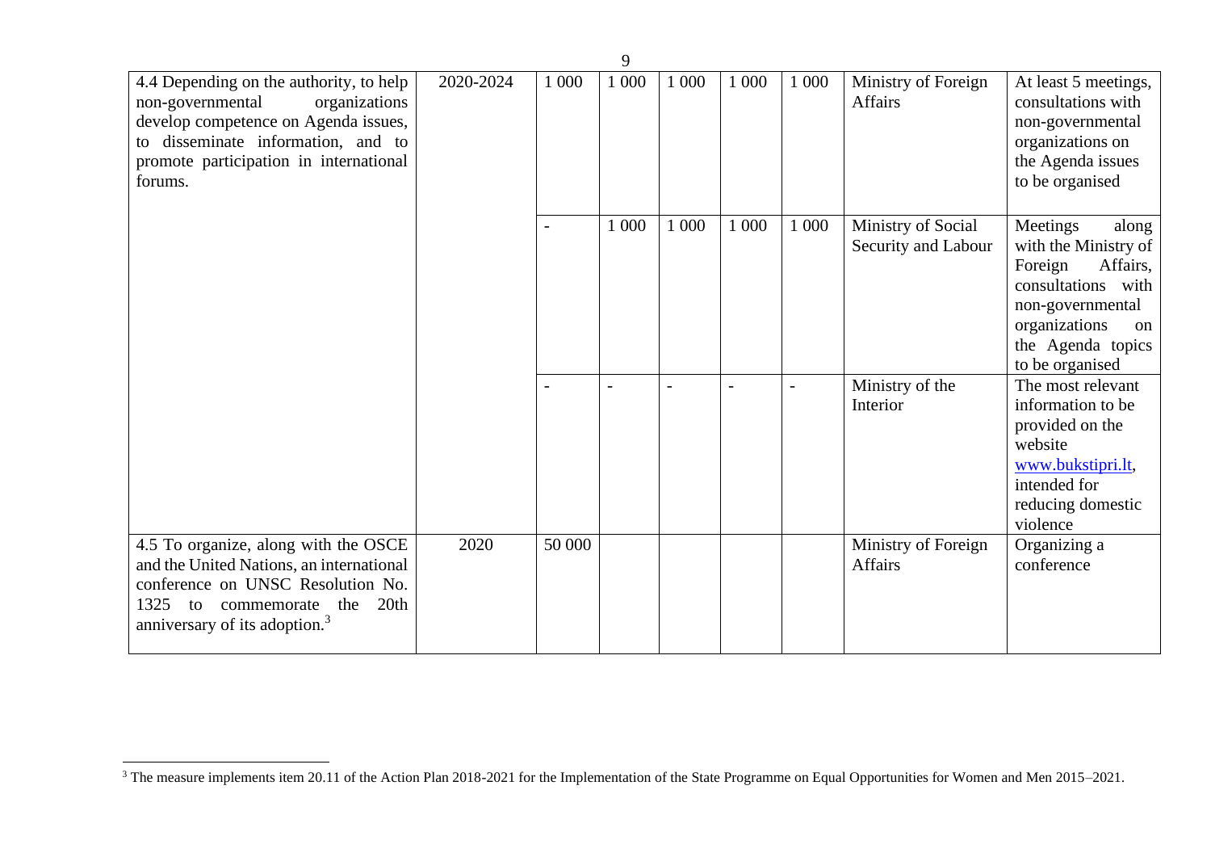| | | | | | | | | |
|---|---|---|---|---|---|---|---|---|
| 4.4 Depending on the authority, to help non-governmental organizations develop competence on Agenda issues, to disseminate information, and to promote participation in international forums. | 2020-2024 | 1 000 | 1 000 | 1 000 | 1 000 | 1 000 | Ministry of Foreign Affairs | At least 5 meetings, consultations with non-governmental organizations on the Agenda issues to be organised |
| | | - | 1 000 | 1 000 | 1 000 | 1 000 | Ministry of Social Security and Labour | Meetings along with the Ministry of Foreign Affairs, consultations with non-governmental organizations on the Agenda topics to be organised |
| | | - | - | - | - | - | Ministry of the Interior | The most relevant information to be provided on the website www.bukstipri.lt, intended for reducing domestic violence |
| 4.5 To organize, along with the OSCE and the United Nations, an international conference on UNSC Resolution No. 1325 to commemorate the 20th anniversary of its adoption.[3] | 2020 | 50 000 | | | | | Ministry of Foreign Affairs | Organizing a conference |

[3] The measure implements item 20.11 of the Action Plan 2018-2021 for the Implementation of the State Programme on Equal Opportunities for Women and Men 2015–2021.